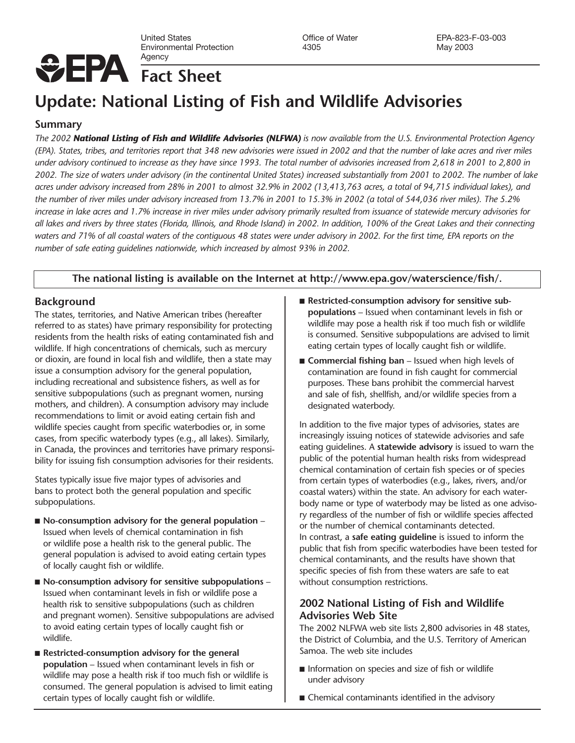United States Environmental Protection Agency | Office of Water 4305 | EPA-823-F-03-003 May 2003

**EPA Fact Sheet**

# Update: National Listing of Fish and Wildlife Advisories

## Summary

*The 2002* ***National Listing of Fish and Wildlife Advisories (NLFWA)*** *is now available from the U.S. Environmental Protection Agency (EPA). States, tribes, and territories report that 348 new advisories were issued in 2002 and that the number of lake acres and river miles under advisory continued to increase as they have since 1993. The total number of advisories increased from 2,618 in 2001 to 2,800 in 2002. The size of waters under advisory (in the continental United States) increased substantially from 2001 to 2002. The number of lake acres under advisory increased from 28% in 2001 to almost 32.9% in 2002 (13,413,763 acres, a total of 94,715 individual lakes), and the number of river miles under advisory increased from 13.7% in 2001 to 15.3% in 2002 (a total of 544,036 river miles). The 5.2% increase in lake acres and 1.7% increase in river miles under advisory primarily resulted from issuance of statewide mercury advisories for all lakes and rivers by three states (Florida, Illinois, and Rhode Island) in 2002. In addition, 100% of the Great Lakes and their connecting waters and 71% of all coastal waters of the contiguous 48 states were under advisory in 2002. For the first time, EPA reports on the number of safe eating guidelines nationwide, which increased by almost 93% in 2002.*

**The national listing is available on the Internet at http://www.epa.gov/waterscience/fish/.**

## Background

The states, territories, and Native American tribes (hereafter referred to as states) have primary responsibility for protecting residents from the health risks of eating contaminated fish and wildlife. If high concentrations of chemicals, such as mercury or dioxin, are found in local fish and wildlife, then a state may issue a consumption advisory for the general population, including recreational and subsistence fishers, as well as for sensitive subpopulations (such as pregnant women, nursing mothers, and children). A consumption advisory may include recommendations to limit or avoid eating certain fish and wildlife species caught from specific waterbodies or, in some cases, from specific waterbody types (e.g., all lakes). Similarly, in Canada, the provinces and territories have primary responsibility for issuing fish consumption advisories for their residents.

States typically issue five major types of advisories and bans to protect both the general population and specific subpopulations.

- **No-consumption advisory for the general population** – Issued when levels of chemical contamination in fish or wildlife pose a health risk to the general public. The general population is advised to avoid eating certain types of locally caught fish or wildlife.
- **No-consumption advisory for sensitive subpopulations** – Issued when contaminant levels in fish or wildlife pose a health risk to sensitive subpopulations (such as children and pregnant women). Sensitive subpopulations are advised to avoid eating certain types of locally caught fish or wildlife.
- **Restricted-consumption advisory for the general population** – Issued when contaminant levels in fish or wildlife may pose a health risk if too much fish or wildlife is consumed. The general population is advised to limit eating certain types of locally caught fish or wildlife.
- **Restricted-consumption advisory for sensitive subpopulations** – Issued when contaminant levels in fish or wildlife may pose a health risk if too much fish or wildlife is consumed. Sensitive subpopulations are advised to limit eating certain types of locally caught fish or wildlife.
- **Commercial fishing ban** – Issued when high levels of contamination are found in fish caught for commercial purposes. These bans prohibit the commercial harvest and sale of fish, shellfish, and/or wildlife species from a designated waterbody.

In addition to the five major types of advisories, states are increasingly issuing notices of statewide advisories and safe eating guidelines. A **statewide advisory** is issued to warn the public of the potential human health risks from widespread chemical contamination of certain fish species or of species from certain types of waterbodies (e.g., lakes, rivers, and/or coastal waters) within the state. An advisory for each waterbody name or type of waterbody may be listed as one advisory regardless of the number of fish or wildlife species affected or the number of chemical contaminants detected. In contrast, a **safe eating guideline** is issued to inform the public that fish from specific waterbodies have been tested for chemical contaminants, and the results have shown that specific species of fish from these waters are safe to eat without consumption restrictions.

## 2002 National Listing of Fish and Wildlife Advisories Web Site

The 2002 NLFWA web site lists 2,800 advisories in 48 states, the District of Columbia, and the U.S. Territory of American Samoa. The web site includes

- Information on species and size of fish or wildlife under advisory
- Chemical contaminants identified in the advisory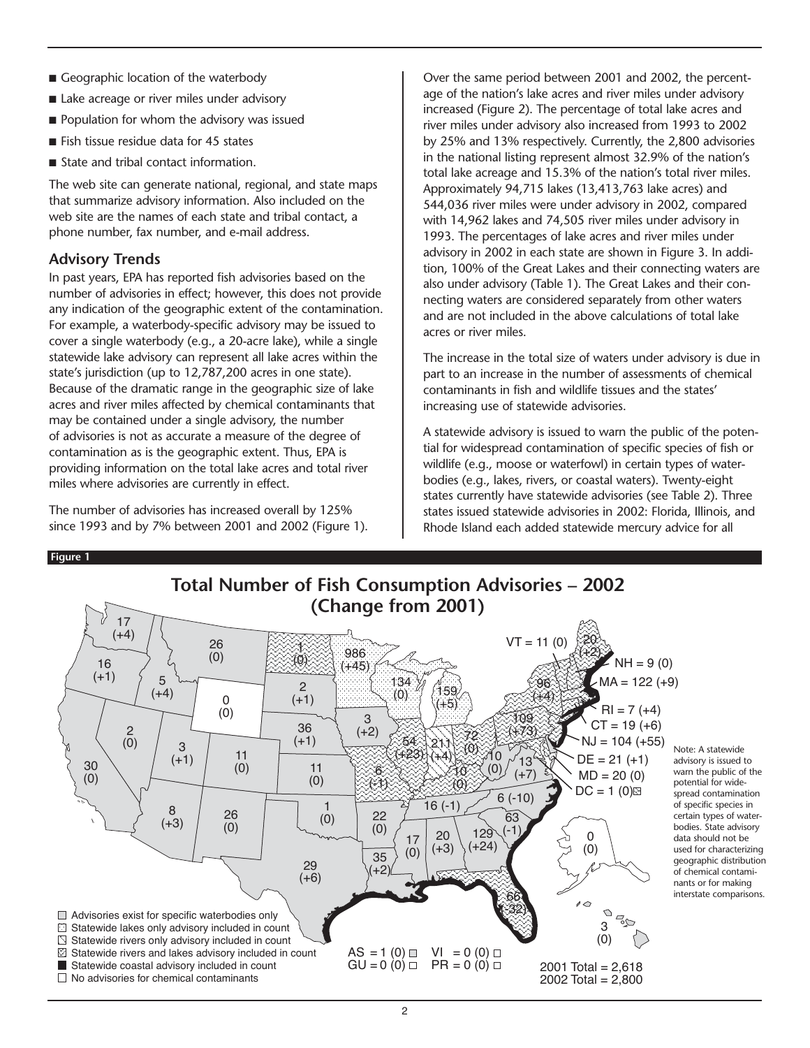- Geographic location of the waterbody
- Lake acreage or river miles under advisory
- Population for whom the advisory was issued
- Fish tissue residue data for 45 states
- State and tribal contact information.

The web site can generate national, regional, and state maps that summarize advisory information. Also included on the web site are the names of each state and tribal contact, a phone number, fax number, and e-mail address.

## Advisory Trends

In past years, EPA has reported fish advisories based on the number of advisories in effect; however, this does not provide any indication of the geographic extent of the contamination. For example, a waterbody-specific advisory may be issued to cover a single waterbody (e.g., a 20-acre lake), while a single statewide lake advisory can represent all lake acres within the state's jurisdiction (up to 12,787,200 acres in one state). Because of the dramatic range in the geographic size of lake acres and river miles affected by chemical contaminants that may be contained under a single advisory, the number of advisories is not as accurate a measure of the degree of contamination as is the geographic extent. Thus, EPA is providing information on the total lake acres and total river miles where advisories are currently in effect.

The number of advisories has increased overall by 125% since 1993 and by 7% between 2001 and 2002 (Figure 1). Over the same period between 2001 and 2002, the percentage of the nation's lake acres and river miles under advisory increased (Figure 2). The percentage of total lake acres and river miles under advisory also increased from 1993 to 2002 by 25% and 13% respectively. Currently, the 2,800 advisories in the national listing represent almost 32.9% of the nation's total lake acreage and 15.3% of the nation's total river miles. Approximately 94,715 lakes (13,413,763 lake acres) and 544,036 river miles were under advisory in 2002, compared with 14,962 lakes and 74,505 river miles under advisory in 1993. The percentages of lake acres and river miles under advisory in 2002 in each state are shown in Figure 3. In addition, 100% of the Great Lakes and their connecting waters are also under advisory (Table 1). The Great Lakes and their connecting waters are considered separately from other waters and are not included in the above calculations of total lake acres or river miles.

The increase in the total size of waters under advisory is due in part to an increase in the number of assessments of chemical contaminants in fish and wildlife tissues and the states' increasing use of statewide advisories.

A statewide advisory is issued to warn the public of the potential for widespread contamination of specific species of fish or wildlife (e.g., moose or waterfowl) in certain types of waterbodies (e.g., lakes, rivers, or coastal waters). Twenty-eight states currently have statewide advisories (see Table 2). Three states issued statewide advisories in 2002: Florida, Illinois, and Rhode Island each added statewide mercury advice for all

**Figure 1**

### Total Number of Fish Consumption Advisories – 2002 (Change from 2001)

- Advisories exist for specific waterbodies only
- Statewide lakes only advisory included in count
- Statewide rivers only advisory included in count
- Statewide rivers and lakes advisory included in count
- Statewide coastal advisory included in count
- No advisories for chemical contaminants

VT = 11 (0), NH = 9 (0), MA = 122 (+9), RI = 7 (+4), CT = 19 (+6), NJ = 104 (+55), DE = 21 (+1), MD = 20 (0), DC = 1 (0)

AS = 1 (0), GU = 0 (0), VI = 0 (0), PR = 0 (0)

2001 Total = 2,618
2002 Total = 2,800

Note: A statewide advisory is issued to warn the public of the potential for widespread contamination of specific species in certain types of waterbodies. State advisory data should not be used for characterizing geographic distribution of chemical contaminants or for making interstate comparisons.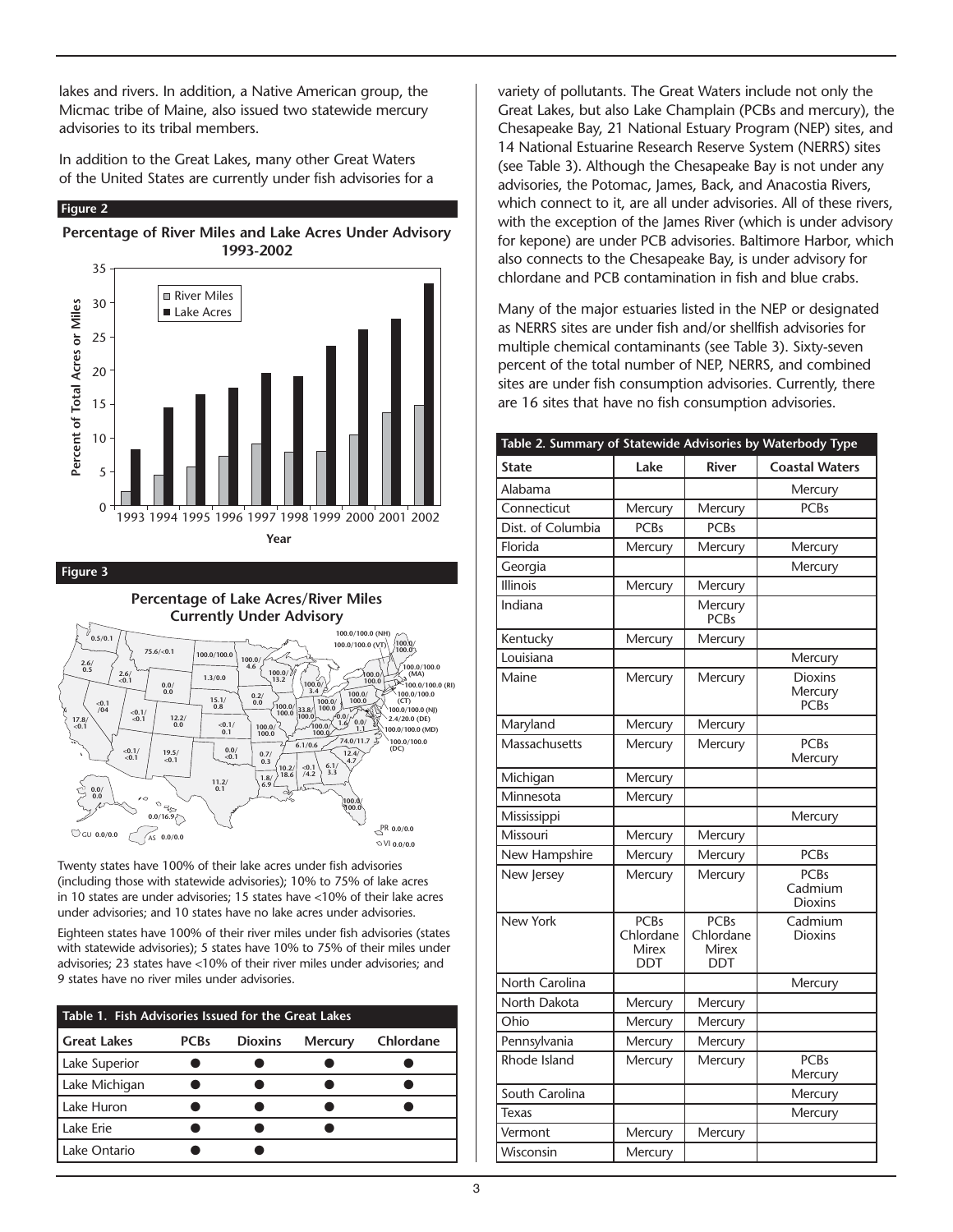lakes and rivers. In addition, a Native American group, the Micmac tribe of Maine, also issued two statewide mercury advisories to its tribal members.

In addition to the Great Lakes, many other Great Waters of the United States are currently under fish advisories for a variety of pollutants. The Great Waters include not only the Great Lakes, but also Lake Champlain (PCBs and mercury), the Chesapeake Bay, 21 National Estuary Program (NEP) sites, and 14 National Estuarine Research Reserve System (NERRS) sites (see Table 3). Although the Chesapeake Bay is not under any advisories, the Potomac, James, Back, and Anacostia Rivers, which connect to it, are all under advisories. All of these rivers, with the exception of the James River (which is under advisory for kepone) are under PCB advisories. Baltimore Harbor, which also connects to the Chesapeake Bay, is under advisory for chlordane and PCB contamination in fish and blue crabs.

Many of the major estuaries listed in the NEP or designated as NERRS sites are under fish and/or shellfish advisories for multiple chemical contaminants (see Table 3). Sixty-seven percent of the total number of NEP, NERRS, and combined sites are under fish consumption advisories. Currently, there are 16 sites that have no fish consumption advisories.

**Figure 2**

**Percentage of River Miles and Lake Acres Under Advisory 1993-2002**

**Figure 3**

**Percentage of Lake Acres/River Miles Currently Under Advisory**

Twenty states have 100% of their lake acres under fish advisories (including those with statewide advisories); 10% to 75% of lake acres in 10 states are under advisories; 15 states have <10% of their lake acres under advisories; and 10 states have no lake acres under advisories.

Eighteen states have 100% of their river miles under fish advisories (states with statewide advisories); 5 states have 10% to 75% of their miles under advisories; 23 states have <10% of their river miles under advisories; and 9 states have no river miles under advisories.

**Table 1. Fish Advisories Issued for the Great Lakes**

| Great Lakes | PCBs | Dioxins | Mercury | Chlordane |
|---|---|---|---|---|
| Lake Superior | ● | ● | ● | ● |
| Lake Michigan | ● | ● | ● | ● |
| Lake Huron | ● | ● | ● | ● |
| Lake Erie | ● | ● | ● | |
| Lake Ontario | ● | ● | | |

**Table 2. Summary of Statewide Advisories by Waterbody Type**

| State | Lake | River | Coastal Waters |
|---|---|---|---|
| Alabama | | | Mercury |
| Connecticut | Mercury | Mercury | PCBs |
| Dist. of Columbia | PCBs | PCBs | |
| Florida | Mercury | Mercury | Mercury |
| Georgia | | | Mercury |
| Illinois | Mercury | Mercury | |
| Indiana | | Mercury PCBs | |
| Kentucky | Mercury | Mercury | |
| Louisiana | | | Mercury |
| Maine | Mercury | Mercury | Dioxins Mercury PCBs |
| Maryland | Mercury | Mercury | |
| Massachusetts | Mercury | Mercury | PCBs Mercury |
| Michigan | Mercury | | |
| Minnesota | Mercury | | |
| Mississippi | | | Mercury |
| Missouri | Mercury | Mercury | |
| New Hampshire | Mercury | Mercury | PCBs |
| New Jersey | Mercury | Mercury | PCBs Cadmium Dioxins |
| New York | PCBs Chlordane Mirex DDT | PCBs Chlordane Mirex DDT | Cadmium Dioxins |
| North Carolina | | | Mercury |
| North Dakota | Mercury | Mercury | |
| Ohio | Mercury | Mercury | |
| Pennsylvania | Mercury | Mercury | |
| Rhode Island | Mercury | Mercury | PCBs Mercury |
| South Carolina | | | Mercury |
| Texas | | | Mercury |
| Vermont | Mercury | Mercury | |
| Wisconsin | Mercury | | |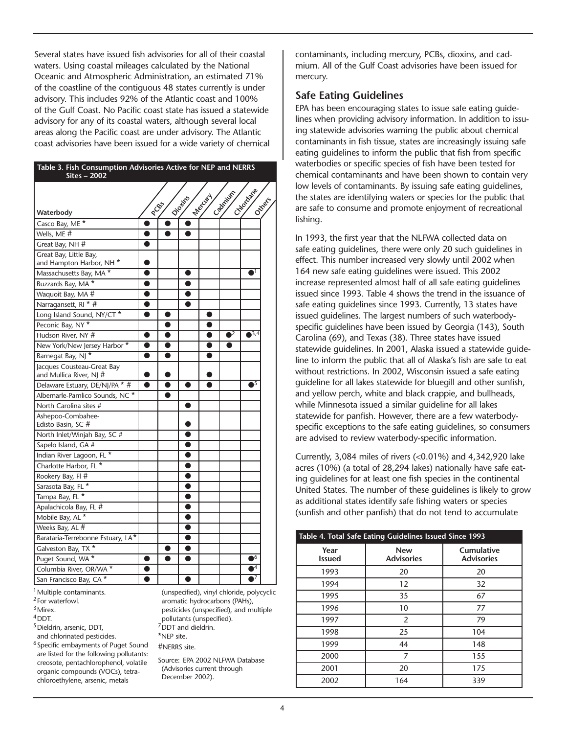Several states have issued fish advisories for all of their coastal waters. Using coastal mileages calculated by the National Oceanic and Atmospheric Administration, an estimated 71% of the coastline of the contiguous 48 states currently is under advisory. This includes 92% of the Atlantic coast and 100% of the Gulf Coast. No Pacific coast state has issued a statewide advisory for any of its coastal waters, although several local areas along the Pacific coast are under advisory. The Atlantic coast advisories have been issued for a wide variety of chemical contaminants, including mercury, PCBs, dioxins, and cadmium. All of the Gulf Coast advisories have been issued for mercury.

**Table 3. Fish Consumption Advisories Active for NEP and NERRS Sites – 2002**

| Waterbody | PCBs | Dioxins | Mercury | Cadmium | Chlordane | Others |
|---|---|---|---|---|---|---|
| Casco Bay, ME * | ● | ● | ● | | | |
| Wells, ME # | ● | ● | ● | | | |
| Great Bay, NH # | ● | | | | | |
| Great Bay, Little Bay, and Hampton Harbor, NH * | ● | | | | | |
| Massachusetts Bay, MA * | ● | | ● | | | ●[1] |
| Buzzards Bay, MA * | ● | | ● | | | |
| Waquoit Bay, MA # | ● | | ● | | | |
| Narragansett, RI * # | ● | | ● | | | |
| Long Island Sound, NY/CT * | ● | ● | | ● | | |
| Peconic Bay, NY * | | ● | | ● | | |
| Hudson River, NY # | ● | ● | | ● | ●[2] | ●[3,4] |
| New York/New Jersey Harbor * | ● | ● | | ● | ● | |
| Barnegat Bay, NJ * | ● | ● | | ● | | |
| Jacques Cousteau-Great Bay and Mullica River, NJ # | ● | ● | | ● | | |
| Delaware Estuary, DE/NJ/PA * # | ● | ● | ● | ● | | ●[5] |
| Albemarle-Pamlico Sounds, NC * | | ● | | | | |
| North Carolina sites # | | | ● | | | |
| Ashepoo-Combahee-Edisto Basin, SC # | | | ● | | | |
| North Inlet/Winjah Bay, SC # | | | ● | | | |
| Sapelo Island, GA # | | | ● | | | |
| Indian River Lagoon, FL * | | | ● | | | |
| Charlotte Harbor, FL * | | | ● | | | |
| Rookery Bay, Fl # | | | ● | | | |
| Sarasota Bay, FL * | | | ● | | | |
| Tampa Bay, FL * | | | ● | | | |
| Apalachicola Bay, FL # | | | ● | | | |
| Mobile Bay, AL * | | | ● | | | |
| Weeks Bay, AL # | | | ● | | | |
| Barataria-Terrebonne Estuary, LA* | | | ● | | | |
| Galveston Bay, TX * | | ● | ● | | | |
| Puget Sound, WA * | ● | ● | ● | | | ●[6] |
| Columbia River, OR/WA * | ● | | | | | ●[4] |
| San Francisco Bay, CA * | ● | | ● | | | ●[7] |

[1] Multiple contaminants.
[2] For waterfowl.
[3] Mirex.
[4] DDT.
[5] Dieldrin, arsenic, DDT, and chlorinated pesticides.
[6] Specific embayments of Puget Sound are listed for the following pollutants: creosote, pentachlorophenol, volatile organic compounds (VOCs), tetrachloroethylene, arsenic, metals (unspecified), vinyl chloride, polycyclic aromatic hydrocarbons (PAHs), pesticides (unspecified), and multiple pollutants (unspecified).
[7] DDT and dieldrin.
*NEP site.
#NERRS site.

Source: EPA 2002 NLFWA Database (Advisories current through December 2002).

## Safe Eating Guidelines

EPA has been encouraging states to issue safe eating guidelines when providing advisory information. In addition to issuing statewide advisories warning the public about chemical contaminants in fish tissue, states are increasingly issuing safe eating guidelines to inform the public that fish from specific waterbodies or specific species of fish have been tested for chemical contaminants and have been shown to contain very low levels of contaminants. By issuing safe eating guidelines, the states are identifying waters or species for the public that are safe to consume and promote enjoyment of recreational fishing.

In 1993, the first year that the NLFWA collected data on safe eating guidelines, there were only 20 such guidelines in effect. This number increased very slowly until 2002 when 164 new safe eating guidelines were issued. This 2002 increase represented almost half of all safe eating guidelines issued since 1993. Table 4 shows the trend in the issuance of safe eating guidelines since 1993. Currently, 13 states have issued guidelines. The largest numbers of such waterbody-specific guidelines have been issued by Georgia (143), South Carolina (69), and Texas (38). Three states have issued statewide guidelines. In 2001, Alaska issued a statewide guideline to inform the public that all of Alaska's fish are safe to eat without restrictions. In 2002, Wisconsin issued a safe eating guideline for all lakes statewide for bluegill and other sunfish, and yellow perch, white and black crappie, and bullheads, while Minnesota issued a similar guideline for all lakes statewide for panfish. However, there are a few waterbody-specific exceptions to the safe eating guidelines, so consumers are advised to review waterbody-specific information.

Currently, 3,084 miles of rivers (<0.01%) and 4,342,920 lake acres (10%) (a total of 28,294 lakes) nationally have safe eating guidelines for at least one fish species in the continental United States. The number of these guidelines is likely to grow as additional states identify safe fishing waters or species (sunfish and other panfish) that do not tend to accumulate

**Table 4. Total Safe Eating Guidelines Issued Since 1993**

| Year Issued | New Advisories | Cumulative Advisories |
|---|---|---|
| 1993 | 20 | 20 |
| 1994 | 12 | 32 |
| 1995 | 35 | 67 |
| 1996 | 10 | 77 |
| 1997 | 2 | 79 |
| 1998 | 25 | 104 |
| 1999 | 44 | 148 |
| 2000 | 7 | 155 |
| 2001 | 20 | 175 |
| 2002 | 164 | 339 |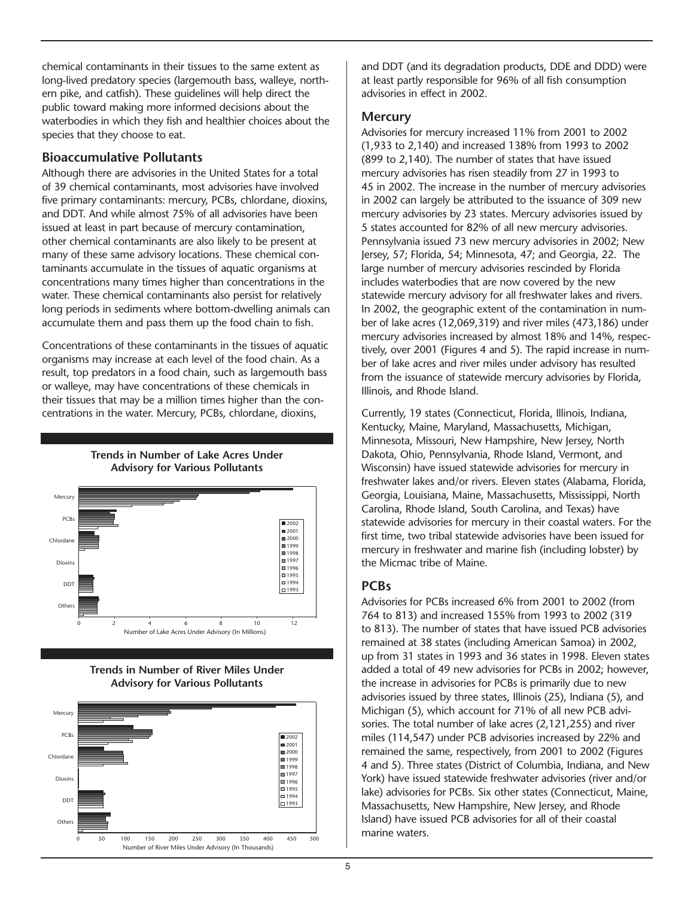chemical contaminants in their tissues to the same extent as long-lived predatory species (largemouth bass, walleye, northern pike, and catfish). These guidelines will help direct the public toward making more informed decisions about the waterbodies in which they fish and healthier choices about the species that they choose to eat.

## Bioaccumulative Pollutants

Although there are advisories in the United States for a total of 39 chemical contaminants, most advisories have involved five primary contaminants: mercury, PCBs, chlordane, dioxins, and DDT. And while almost 75% of all advisories have been issued at least in part because of mercury contamination, other chemical contaminants are also likely to be present at many of these same advisory locations. These chemical contaminants accumulate in the tissues of aquatic organisms at concentrations many times higher than concentrations in the water. These chemical contaminants also persist for relatively long periods in sediments where bottom-dwelling animals can accumulate them and pass them up the food chain to fish.

Concentrations of these contaminants in the tissues of aquatic organisms may increase at each level of the food chain. As a result, top predators in a food chain, such as largemouth bass or walleye, may have concentrations of these chemicals in their tissues that may be a million times higher than the concentrations in the water. Mercury, PCBs, chlordane, dioxins, and DDT (and its degradation products, DDE and DDD) were at least partly responsible for 96% of all fish consumption advisories in effect in 2002.

**Trends in Number of Lake Acres Under Advisory for Various Pollutants**

**Trends in Number of River Miles Under Advisory for Various Pollutants**

## Mercury

Advisories for mercury increased 11% from 2001 to 2002 (1,933 to 2,140) and increased 138% from 1993 to 2002 (899 to 2,140). The number of states that have issued mercury advisories has risen steadily from 27 in 1993 to 45 in 2002. The increase in the number of mercury advisories in 2002 can largely be attributed to the issuance of 309 new mercury advisories by 23 states. Mercury advisories issued by 5 states accounted for 82% of all new mercury advisories. Pennsylvania issued 73 new mercury advisories in 2002; New Jersey, 57; Florida, 54; Minnesota, 47; and Georgia, 22. The large number of mercury advisories rescinded by Florida includes waterbodies that are now covered by the new statewide mercury advisory for all freshwater lakes and rivers. In 2002, the geographic extent of the contamination in number of lake acres (12,069,319) and river miles (473,186) under mercury advisories increased by almost 18% and 14%, respectively, over 2001 (Figures 4 and 5). The rapid increase in number of lake acres and river miles under advisory has resulted from the issuance of statewide mercury advisories by Florida, Illinois, and Rhode Island.

Currently, 19 states (Connecticut, Florida, Illinois, Indiana, Kentucky, Maine, Maryland, Massachusetts, Michigan, Minnesota, Missouri, New Hampshire, New Jersey, North Dakota, Ohio, Pennsylvania, Rhode Island, Vermont, and Wisconsin) have issued statewide advisories for mercury in freshwater lakes and/or rivers. Eleven states (Alabama, Florida, Georgia, Louisiana, Maine, Massachusetts, Mississippi, North Carolina, Rhode Island, South Carolina, and Texas) have statewide advisories for mercury in their coastal waters. For the first time, two tribal statewide advisories have been issued for mercury in freshwater and marine fish (including lobster) by the Micmac tribe of Maine.

## PCBs

Advisories for PCBs increased 6% from 2001 to 2002 (from 764 to 813) and increased 155% from 1993 to 2002 (319 to 813). The number of states that have issued PCB advisories remained at 38 states (including American Samoa) in 2002, up from 31 states in 1993 and 36 states in 1998. Eleven states added a total of 49 new advisories for PCBs in 2002; however, the increase in advisories for PCBs is primarily due to new advisories issued by three states, Illinois (25), Indiana (5), and Michigan (5), which account for 71% of all new PCB advisories. The total number of lake acres (2,121,255) and river miles (114,547) under PCB advisories increased by 22% and remained the same, respectively, from 2001 to 2002 (Figures 4 and 5). Three states (District of Columbia, Indiana, and New York) have issued statewide freshwater advisories (river and/or lake) advisories for PCBs. Six other states (Connecticut, Maine, Massachusetts, New Hampshire, New Jersey, and Rhode Island) have issued PCB advisories for all of their coastal marine waters.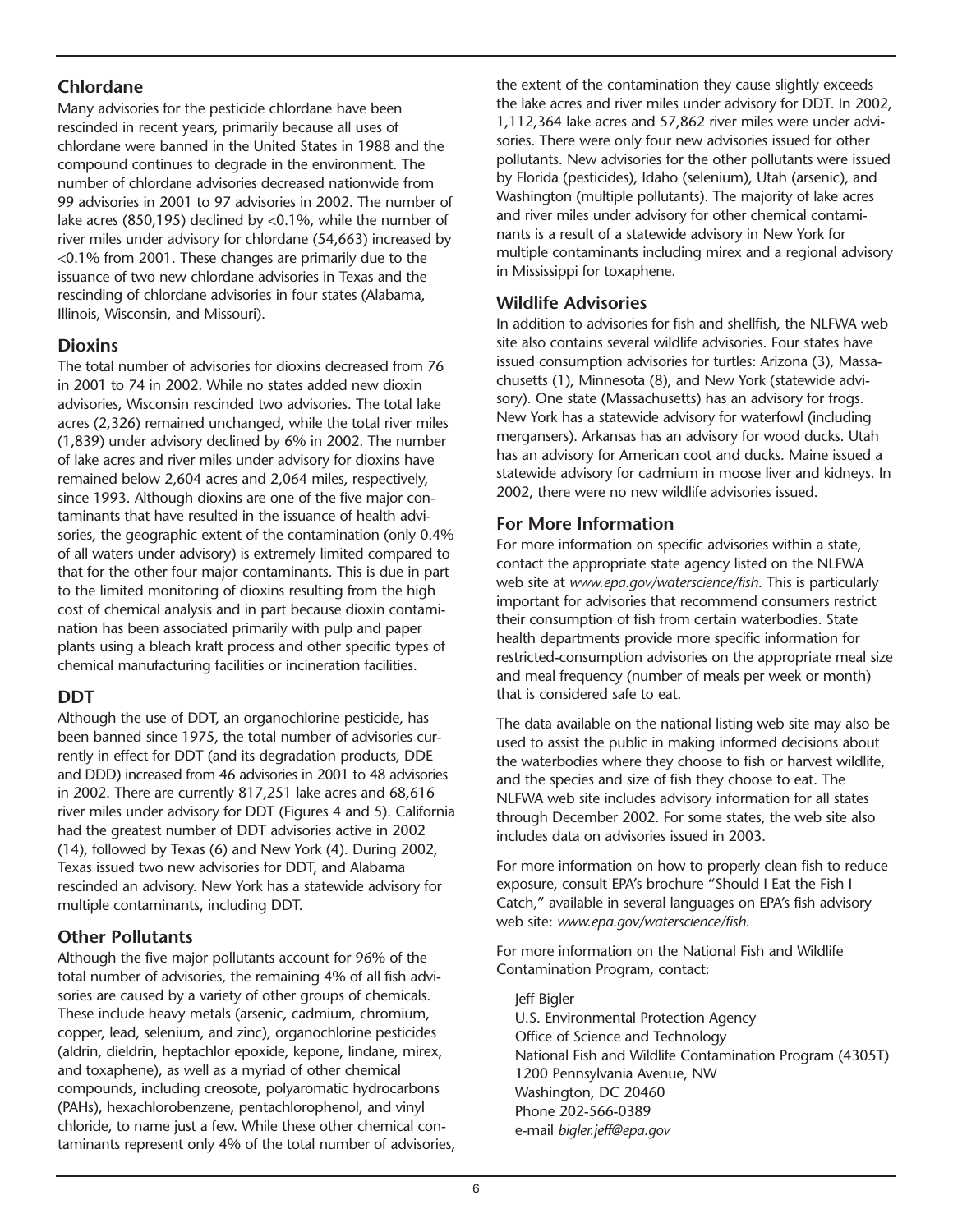## Chlordane

Many advisories for the pesticide chlordane have been rescinded in recent years, primarily because all uses of chlordane were banned in the United States in 1988 and the compound continues to degrade in the environment. The number of chlordane advisories decreased nationwide from 99 advisories in 2001 to 97 advisories in 2002. The number of lake acres (850,195) declined by <0.1%, while the number of river miles under advisory for chlordane (54,663) increased by <0.1% from 2001. These changes are primarily due to the issuance of two new chlordane advisories in Texas and the rescinding of chlordane advisories in four states (Alabama, Illinois, Wisconsin, and Missouri).

## Dioxins

The total number of advisories for dioxins decreased from 76 in 2001 to 74 in 2002. While no states added new dioxin advisories, Wisconsin rescinded two advisories. The total lake acres (2,326) remained unchanged, while the total river miles (1,839) under advisory declined by 6% in 2002. The number of lake acres and river miles under advisory for dioxins have remained below 2,604 acres and 2,064 miles, respectively, since 1993. Although dioxins are one of the five major contaminants that have resulted in the issuance of health advisories, the geographic extent of the contamination (only 0.4% of all waters under advisory) is extremely limited compared to that for the other four major contaminants. This is due in part to the limited monitoring of dioxins resulting from the high cost of chemical analysis and in part because dioxin contamination has been associated primarily with pulp and paper plants using a bleach kraft process and other specific types of chemical manufacturing facilities or incineration facilities.

## DDT

Although the use of DDT, an organochlorine pesticide, has been banned since 1975, the total number of advisories currently in effect for DDT (and its degradation products, DDE and DDD) increased from 46 advisories in 2001 to 48 advisories in 2002. There are currently 817,251 lake acres and 68,616 river miles under advisory for DDT (Figures 4 and 5). California had the greatest number of DDT advisories active in 2002 (14), followed by Texas (6) and New York (4). During 2002, Texas issued two new advisories for DDT, and Alabama rescinded an advisory. New York has a statewide advisory for multiple contaminants, including DDT.

## Other Pollutants

Although the five major pollutants account for 96% of the total number of advisories, the remaining 4% of all fish advisories are caused by a variety of other groups of chemicals. These include heavy metals (arsenic, cadmium, chromium, copper, lead, selenium, and zinc), organochlorine pesticides (aldrin, dieldrin, heptachlor epoxide, kepone, lindane, mirex, and toxaphene), as well as a myriad of other chemical compounds, including creosote, polyaromatic hydrocarbons (PAHs), hexachlorobenzene, pentachlorophenol, and vinyl chloride, to name just a few. While these other chemical contaminants represent only 4% of the total number of advisories, the extent of the contamination they cause slightly exceeds the lake acres and river miles under advisory for DDT. In 2002, 1,112,364 lake acres and 57,862 river miles were under advisories. There were only four new advisories issued for other pollutants. New advisories for the other pollutants were issued by Florida (pesticides), Idaho (selenium), Utah (arsenic), and Washington (multiple pollutants). The majority of lake acres and river miles under advisory for other chemical contaminants is a result of a statewide advisory in New York for multiple contaminants including mirex and a regional advisory in Mississippi for toxaphene.

## Wildlife Advisories

In addition to advisories for fish and shellfish, the NLFWA web site also contains several wildlife advisories. Four states have issued consumption advisories for turtles: Arizona (3), Massachusetts (1), Minnesota (8), and New York (statewide advisory). One state (Massachusetts) has an advisory for frogs. New York has a statewide advisory for waterfowl (including mergansers). Arkansas has an advisory for wood ducks. Utah has an advisory for American coot and ducks. Maine issued a statewide advisory for cadmium in moose liver and kidneys. In 2002, there were no new wildlife advisories issued.

## For More Information

For more information on specific advisories within a state, contact the appropriate state agency listed on the NLFWA web site at *www.epa.gov/waterscience/fish*. This is particularly important for advisories that recommend consumers restrict their consumption of fish from certain waterbodies. State health departments provide more specific information for restricted-consumption advisories on the appropriate meal size and meal frequency (number of meals per week or month) that is considered safe to eat.

The data available on the national listing web site may also be used to assist the public in making informed decisions about the waterbodies where they choose to fish or harvest wildlife, and the species and size of fish they choose to eat. The NLFWA web site includes advisory information for all states through December 2002. For some states, the web site also includes data on advisories issued in 2003.

For more information on how to properly clean fish to reduce exposure, consult EPA's brochure "Should I Eat the Fish I Catch," available in several languages on EPA's fish advisory web site: *www.epa.gov/waterscience/fish*.

For more information on the National Fish and Wildlife Contamination Program, contact:

Jeff Bigler
U.S. Environmental Protection Agency
Office of Science and Technology
National Fish and Wildlife Contamination Program (4305T)
1200 Pennsylvania Avenue, NW
Washington, DC 20460
Phone 202-566-0389
e-mail *bigler.jeff@epa.gov*